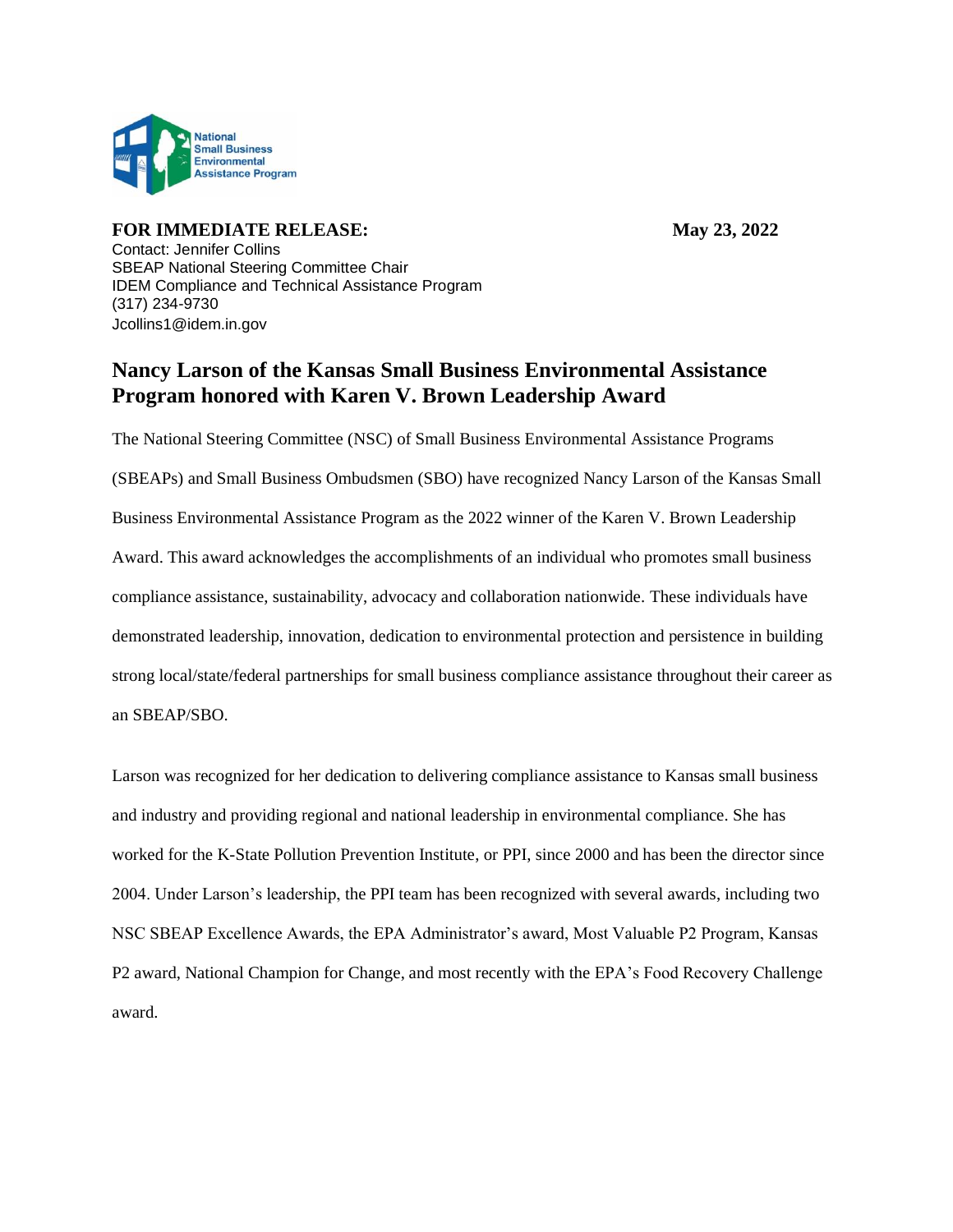National Small Business Environmental Assistance Program

**FOR IMMEDIATE RELEASE:** **May 23, 2022**

Contact: Jennifer Collins
SBEAP National Steering Committee Chair
IDEM Compliance and Technical Assistance Program
(317) 234-9730
Jcollins1@idem.in.gov

## Nancy Larson of the Kansas Small Business Environmental Assistance Program honored with Karen V. Brown Leadership Award

The National Steering Committee (NSC) of Small Business Environmental Assistance Programs (SBEAPs) and Small Business Ombudsmen (SBO) have recognized Nancy Larson of the Kansas Small Business Environmental Assistance Program as the 2022 winner of the Karen V. Brown Leadership Award. This award acknowledges the accomplishments of an individual who promotes small business compliance assistance, sustainability, advocacy and collaboration nationwide. These individuals have demonstrated leadership, innovation, dedication to environmental protection and persistence in building strong local/state/federal partnerships for small business compliance assistance throughout their career as an SBEAP/SBO.

Larson was recognized for her dedication to delivering compliance assistance to Kansas small business and industry and providing regional and national leadership in environmental compliance. She has worked for the K-State Pollution Prevention Institute, or PPI, since 2000 and has been the director since 2004. Under Larson's leadership, the PPI team has been recognized with several awards, including two NSC SBEAP Excellence Awards, the EPA Administrator's award, Most Valuable P2 Program, Kansas P2 award, National Champion for Change, and most recently with the EPA's Food Recovery Challenge award.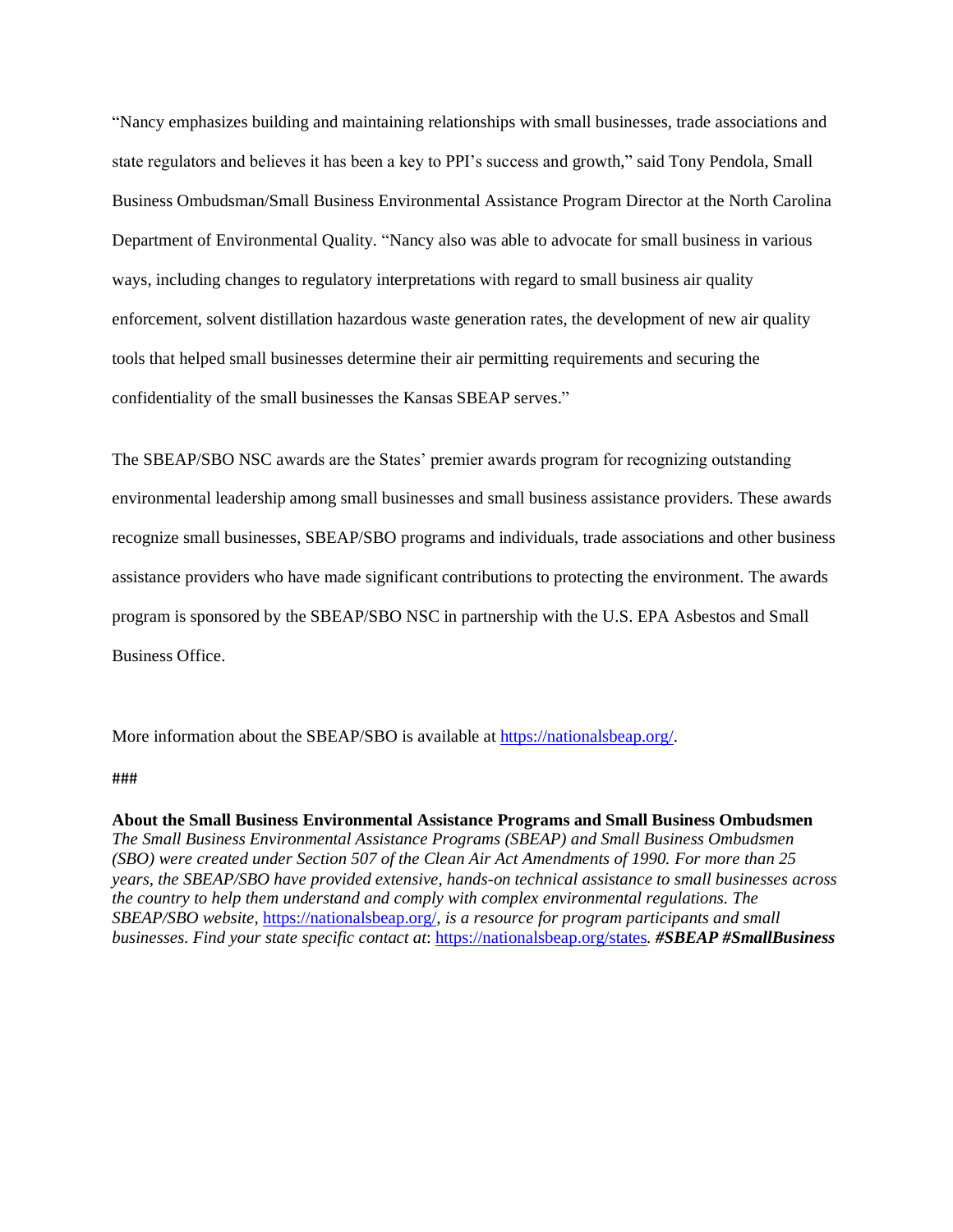"Nancy emphasizes building and maintaining relationships with small businesses, trade associations and state regulators and believes it has been a key to PPI's success and growth," said Tony Pendola, Small Business Ombudsman/Small Business Environmental Assistance Program Director at the North Carolina Department of Environmental Quality. "Nancy also was able to advocate for small business in various ways, including changes to regulatory interpretations with regard to small business air quality enforcement, solvent distillation hazardous waste generation rates, the development of new air quality tools that helped small businesses determine their air permitting requirements and securing the confidentiality of the small businesses the Kansas SBEAP serves."

The SBEAP/SBO NSC awards are the States' premier awards program for recognizing outstanding environmental leadership among small businesses and small business assistance providers. These awards recognize small businesses, SBEAP/SBO programs and individuals, trade associations and other business assistance providers who have made significant contributions to protecting the environment. The awards program is sponsored by the SBEAP/SBO NSC in partnership with the U.S. EPA Asbestos and Small Business Office.

More information about the SBEAP/SBO is available at https://nationalsbeap.org/.

###

**About the Small Business Environmental Assistance Programs and Small Business Ombudsmen**
*The Small Business Environmental Assistance Programs (SBEAP) and Small Business Ombudsmen (SBO) were created under Section 507 of the Clean Air Act Amendments of 1990. For more than 25 years, the SBEAP/SBO have provided extensive, hands-on technical assistance to small businesses across the country to help them understand and comply with complex environmental regulations. The SBEAP/SBO website,* https://nationalsbeap.org/, *is a resource for program participants and small businesses. Find your state specific contact at*: https://nationalsbeap.org/states. ***#SBEAP #SmallBusiness***